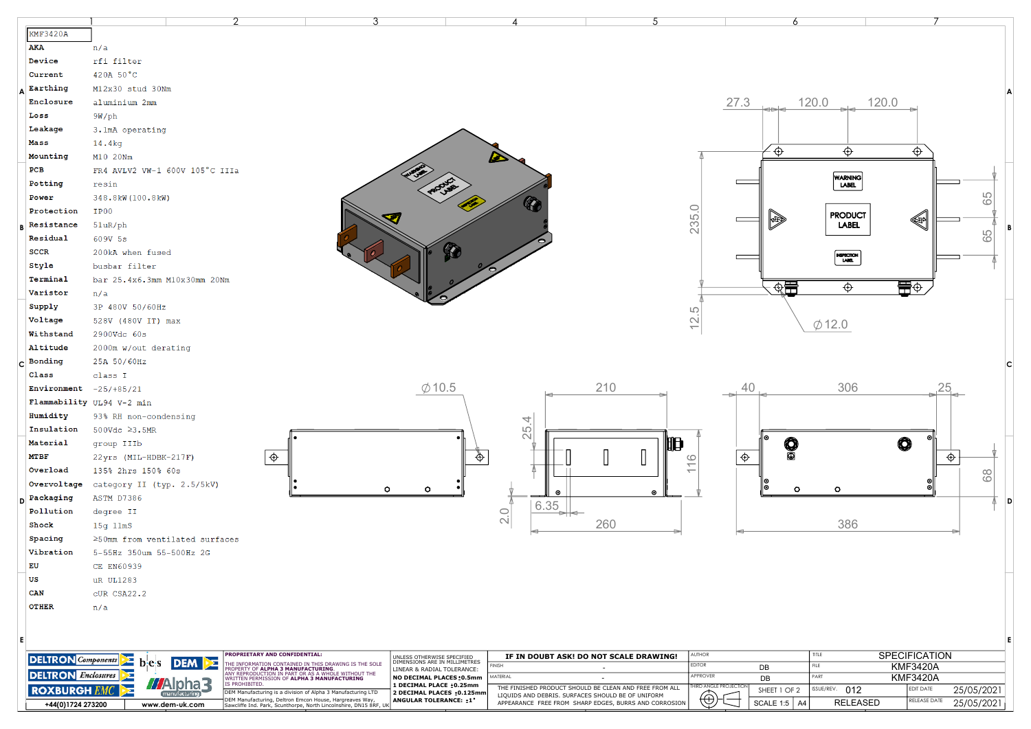# KMF3420A

| | |
|---|---|
| **AKA** | n/a |
| **Device** | rfi filter |
| **Current** | 420A 50°C |
| **Earthing** | M12x30 stud 30Nm |
| **Enclosure** | aluminium 2mm |
| **Loss** | 9W/ph |
| **Leakage** | 3.1mA operating |
| **Mass** | 14.4kg |
| **Mounting** | M10 20Nm |
| **PCB** | FR4 AVLV2 VW-1 600V 105°C IIIa |
| **Potting** | resin |
| **Power** | 348.8kW(100.8kW) |
| **Protection** | IP00 |
| **Resistance** | 51uR/ph |
| **Residual** | 609V 5s |
| **SCCR** | 200kA when fused |
| **Style** | busbar filter |
| **Terminal** | bar 25.4x6.3mm M10x30mm 20Nm |
| **Varistor** | n/a |
| **Supply** | 3P 480V 50/60Hz |
| **Voltage** | 528V (480V IT) max |
| **Withstand** | 2900Vdc 60s |
| **Altitude** | 2000m w/out derating |
| **Bonding** | 25A 50/60Hz |
| **Class** | class I |
| **Environment** | -25/+85/21 |
| **Flammability** | UL94 V-2 min |
| **Humidity** | 93% RH non-condensing |
| **Insulation** | 500Vdc ≥3.5MR |
| **Material** | group IIIb |
| **MTBF** | 22yrs (MIL-HDBK-217F) |
| **Overload** | 135% 2hrs 150% 60s |
| **Overvoltage** | category II (typ. 2.5/5kV) |
| **Packaging** | ASTM D7386 |
| **Pollution** | degree II |
| **Shock** | 15g 11mS |
| **Spacing** | ≥50mm from ventilated surfaces |
| **Vibration** | 5-55Hz 350um 55-500Hz 2G |
| **EU** | CE EN60939 |
| **US** | uR UL1283 |
| **CAN** | cUR CSA22.2 |
| **OTHER** | n/a |

Drawing dimensions: 27.3, 120.0, 120.0, 235.0, 12.5, 65, 65, ⌀12.0, ⌀10.5, 210, 25.4, 116, 2.0, 6.35, 260, 40, 306, 25, 68, 386

Labels: WARNING LABEL, PRODUCT LABEL, INSPECTION LABEL

**PROPRIETARY AND CONFIDENTIAL:** THE INFORMATION CONTAINED IN THIS DRAWING IS THE SOLE PROPERTY OF **ALPHA 3 MANUFACTURING**. ANY REPRODUCTION IN PART OR AS A WHOLE WITHOUT THE WRITTEN PERMISSION OF **ALPHA 3 MANUFACTURING** IS PROHIBITED.

DEM Manufacturing is a division of Alpha 3 Manufacturing LTD
DEM Manufacturing, Deltron Emcon House, Hargreaves Way, Sawcliffe Ind. Park, Scunthorpe, North Lincolnshire, DN15 8RF, UK

+44(0)1724 273200 — www.dem-uk.com

UNLESS OTHERWISE SPECIFIED DIMENSIONS ARE IN MILLIMETRES
LINEAR & RADIAL TOLERANCE:
**NO DECIMAL PLACES ±0.5mm**
**1 DECIMAL PLACE ±0.25mm**
**2 DECIMAL PLACES ±0.125mm**
**ANGULAR TOLERANCE: ±1°**

**IF IN DOUBT ASK! DO NOT SCALE DRAWING!**

| | |
|---|---|
| FINISH | - |
| MATERIAL | - |

THE FINISHED PRODUCT SHOULD BE CLEAN AND FREE FROM ALL LIQUIDS AND DEBRIS. SURFACES SHOULD BE OF UNIFORM APPEARANCE FREE FROM SHARP EDGES, BURRS AND CORROSION

| | | | |
|---|---|---|---|
| AUTHOR | | TITLE | SPECIFICATION |
| EDITOR | DB | FILE | KMF3420A |
| APPROVER | DB | PART | KMF3420A |
| THIRD ANGLE PROJECTION | SHEET 1 OF 2 | ISSUE/REV. 012 | EDIT DATE 25/05/2021 |
| | SCALE 1:5 A4 | RELEASED | RELEASE DATE 25/05/2021 |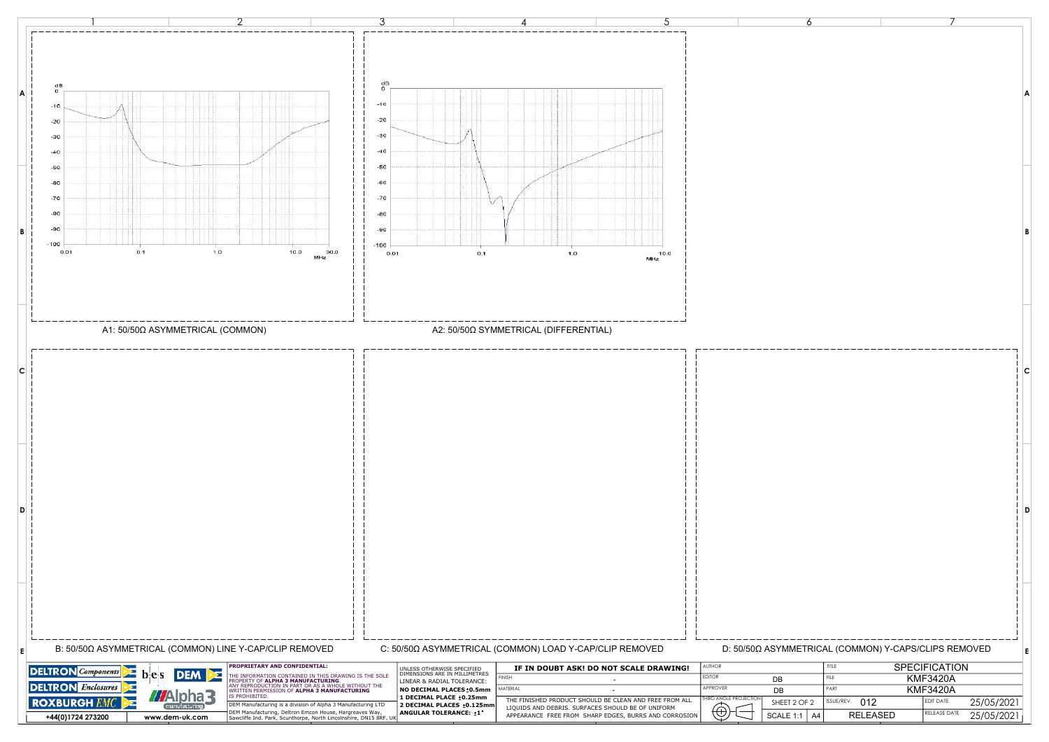dB
0
-10
-20
-30
-40
-50
-60
-70
-80
-90
-100
0.01
0.1
1.0
10.0
30.0
MHz

A1: 50/50Ω ASYMMETRICAL (COMMON)

dB
0
-10
-20
-30
-40
-50
-60
-70
-80
-90
-100
0.01
0.1
1.0
10.0
MHz

A2: 50/50Ω SYMMETRICAL (DIFFERENTIAL)

B: 50/50Ω ASYMMETRICAL (COMMON) LINE Y-CAP/CLIP REMOVED

C: 50/50Ω ASYMMETRICAL (COMMON) LOAD Y-CAP/CLIP REMOVED

D: 50/50Ω ASYMMETRICAL (COMMON) Y-CAPS/CLIPS REMOVED

DELTRON Components | DELTRON Enclosures | ROXBURGH EMC | bes | DEM | Alpha3 manufacturing

+44(0)1724 273200 | www.dem-uk.com

**PROPRIETARY AND CONFIDENTIAL:**
THE INFORMATION CONTAINED IN THIS DRAWING IS THE SOLE PROPERTY OF **ALPHA 3 MANUFACTURING**. ANY REPRODUCTION IN PART OR AS A WHOLE WITHOUT THE WRITTEN PERMISSION OF **ALPHA 3 MANUFACTURING** IS PROHIBITED.

DEM Manufacturing is a division of Alpha 3 Manufacturing LTD
DEM Manufacturing, Deltron Emcon House, Hargreaves Way, Sawcliffe Ind. Park, Scunthorpe, North Lincolnshire, DN15 8RF, UK

UNLESS OTHERWISE SPECIFIED DIMENSIONS ARE IN MILLIMETRES
LINEAR & RADIAL TOLERANCE:
**NO DECIMAL PLACES ±0.5mm**
**1 DECIMAL PLACE ±0.25mm**
**2 DECIMAL PLACES ±0.125mm**
**ANGULAR TOLERANCE: ±1°**

**IF IN DOUBT ASK! DO NOT SCALE DRAWING!**

| | |
|---|---|
| FINISH | - |
| MATERIAL | - |

THE FINISHED PRODUCT SHOULD BE CLEAN AND FREE FROM ALL LIQUIDS AND DEBRIS. SURFACES SHOULD BE OF UNIFORM APPEARANCE FREE FROM SHARP EDGES, BURRS AND CORROSION

| | | | |
|---|---|---|---|
| AUTHOR | | TITLE | SPECIFICATION |
| EDITOR | DB | FILE | KMF3420A |
| APPROVER | DB | PART | KMF3420A |
| THIRD ANGLE PROJECTION | SHEET 2 OF 2 | ISSUE/REV. 012 | EDIT DATE 25/05/2021 |
| | SCALE 1:1 A4 | RELEASED | RELEASE DATE 25/05/2021 |